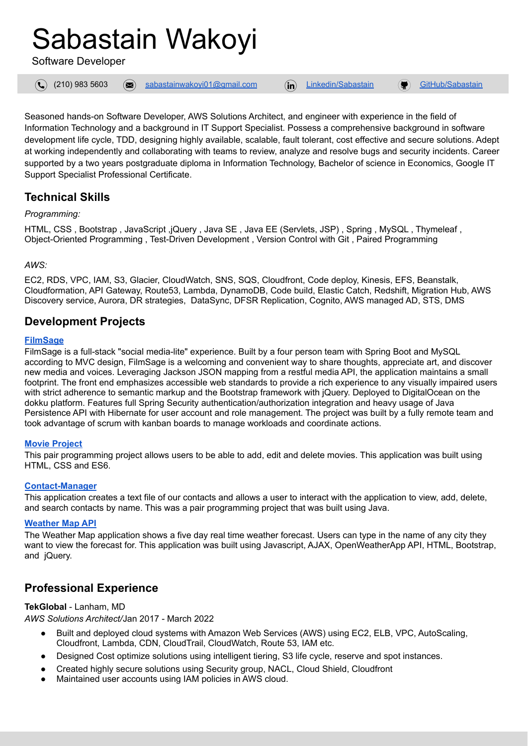# Sabastain Wakoyi

Software Developer

(210) 983 5603 | sabastainwakoyi01@gmail.com | Linkedin/Sabastain | GitHub/Sabastain

Seasoned hands-on Software Developer, AWS Solutions Architect, and engineer with experience in the field of Information Technology and a background in IT Support Specialist. Possess a comprehensive background in software development life cycle, TDD, designing highly available, scalable, fault tolerant, cost effective and secure solutions. Adept at working independently and collaborating with teams to review, analyze and resolve bugs and security incidents. Career supported by a two years postgraduate diploma in Information Technology, Bachelor of science in Economics, Google IT Support Specialist Professional Certificate.

## Technical Skills

*Programming:*

HTML, CSS , Bootstrap , JavaScript ,jQuery , Java SE , Java EE (Servlets, JSP) , Spring , MySQL , Thymeleaf , Object-Oriented Programming , Test-Driven Development , Version Control with Git , Paired Programming

*AWS:*

EC2, RDS, VPC, IAM, S3, Glacier, CloudWatch, SNS, SQS, Cloudfront, Code deploy, Kinesis, EFS, Beanstalk, Cloudformation, API Gateway, Route53, Lambda, DynamoDB, Code build, Elastic Catch, Redshift, Migration Hub, AWS Discovery service, Aurora, DR strategies, DataSync, DFSR Replication, Cognito, AWS managed AD, STS, DMS

## Development Projects

**FilmSage**

FilmSage is a full-stack "social media-lite" experience. Built by a four person team with Spring Boot and MySQL according to MVC design, FilmSage is a welcoming and convenient way to share thoughts, appreciate art, and discover new media and voices. Leveraging Jackson JSON mapping from a restful media API, the application maintains a small footprint. The front end emphasizes accessible web standards to provide a rich experience to any visually impaired users with strict adherence to semantic markup and the Bootstrap framework with jQuery. Deployed to DigitalOcean on the dokku platform. Features full Spring Security authentication/authorization integration and heavy usage of Java Persistence API with Hibernate for user account and role management. The project was built by a fully remote team and took advantage of scrum with kanban boards to manage workloads and coordinate actions.

**Movie Project**

This pair programming project allows users to be able to add, edit and delete movies. This application was built using HTML, CSS and ES6.

**Contact-Manager**

This application creates a text file of our contacts and allows a user to interact with the application to view, add, delete, and search contacts by name. This was a pair programming project that was built using Java.

**Weather Map API**

The Weather Map application shows a five day real time weather forecast. Users can type in the name of any city they want to view the forecast for. This application was built using Javascript, AJAX, OpenWeatherApp API, HTML, Bootstrap, and jQuery.

## Professional Experience

**TekGlobal** - Lanham, MD

*AWS Solutions Architect/*Jan 2017 - March 2022

- Built and deployed cloud systems with Amazon Web Services (AWS) using EC2, ELB, VPC, AutoScaling, Cloudfront, Lambda, CDN, CloudTrail, CloudWatch, Route 53, IAM etc.
- Designed Cost optimize solutions using intelligent tiering, S3 life cycle, reserve and spot instances.
- Created highly secure solutions using Security group, NACL, Cloud Shield, Cloudfront
- Maintained user accounts using IAM policies in AWS cloud.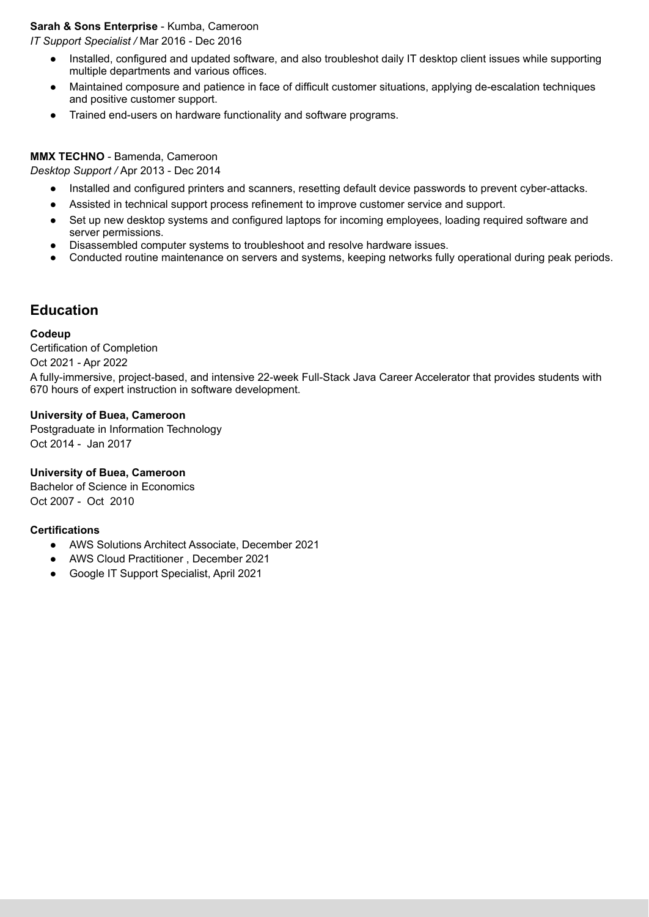**Sarah & Sons Enterprise** - Kumba, Cameroon
*IT Support Specialist /* Mar 2016 - Dec 2016

- Installed, configured and updated software, and also troubleshot daily IT desktop client issues while supporting multiple departments and various offices.
- Maintained composure and patience in face of difficult customer situations, applying de-escalation techniques and positive customer support.
- Trained end-users on hardware functionality and software programs.

**MMX TECHNO** - Bamenda, Cameroon
*Desktop Support /* Apr 2013 - Dec 2014

- Installed and configured printers and scanners, resetting default device passwords to prevent cyber-attacks.
- Assisted in technical support process refinement to improve customer service and support.
- Set up new desktop systems and configured laptops for incoming employees, loading required software and server permissions.
- Disassembled computer systems to troubleshoot and resolve hardware issues.
- Conducted routine maintenance on servers and systems, keeping networks fully operational during peak periods.

## Education

**Codeup**
Certification of Completion
Oct 2021 - Apr 2022
A fully-immersive, project-based, and intensive 22-week Full-Stack Java Career Accelerator that provides students with 670 hours of expert instruction in software development.

**University of Buea, Cameroon**
Postgraduate in Information Technology
Oct 2014 - Jan 2017

**University of Buea, Cameroon**
Bachelor of Science in Economics
Oct 2007 - Oct 2010

**Certifications**

- AWS Solutions Architect Associate, December 2021
- AWS Cloud Practitioner , December 2021
- Google IT Support Specialist, April 2021